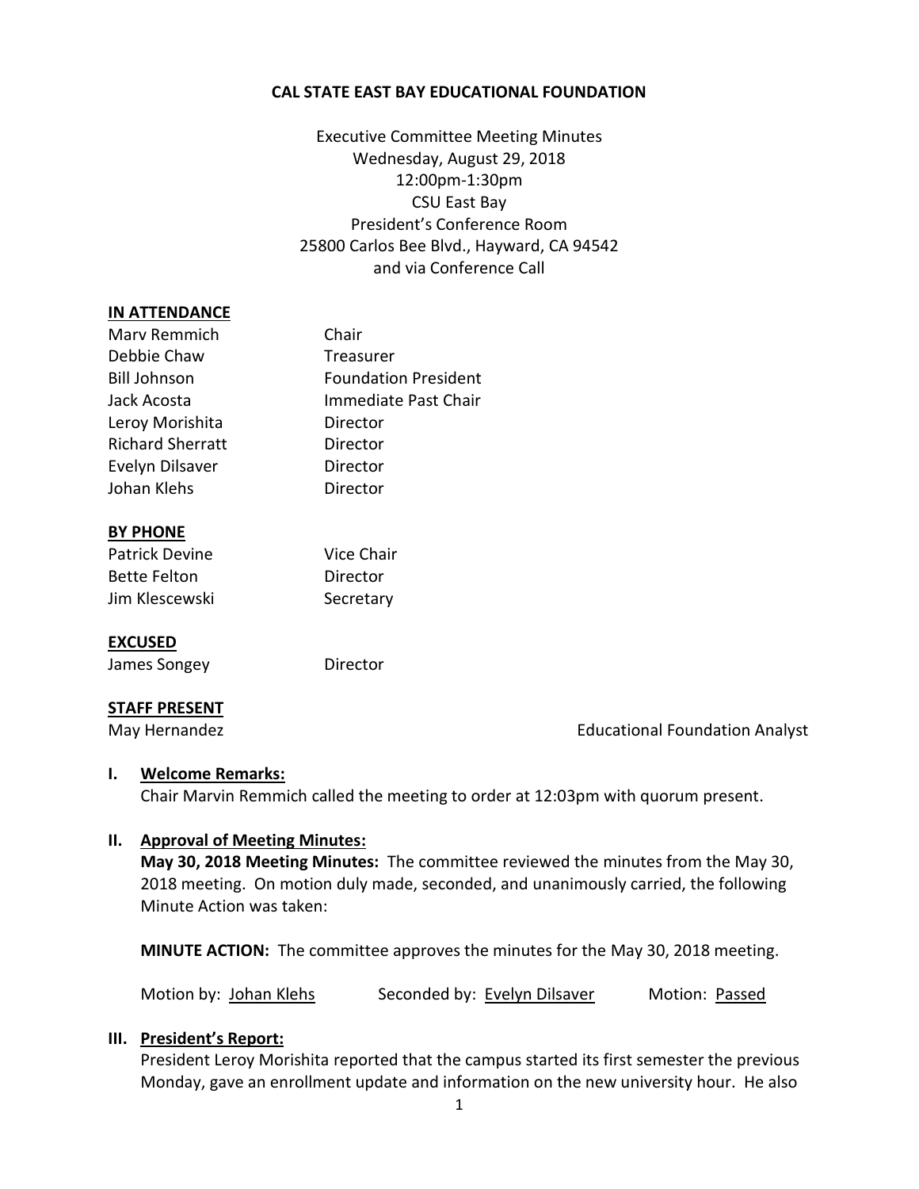# CAL STATE EAST BAY EDUCATIONAL FOUNDATION

Executive Committee Meeting Minutes
Wednesday, August 29, 2018
12:00pm-1:30pm
CSU East Bay
President's Conference Room
25800 Carlos Bee Blvd., Hayward, CA 94542
and via Conference Call

**IN ATTENDANCE**

| | |
|---|---|
| Marv Remmich | Chair |
| Debbie Chaw | Treasurer |
| Bill Johnson | Foundation President |
| Jack Acosta | Immediate Past Chair |
| Leroy Morishita | Director |
| Richard Sherratt | Director |
| Evelyn Dilsaver | Director |
| Johan Klehs | Director |

**BY PHONE**

| | |
|---|---|
| Patrick Devine | Vice Chair |
| Bette Felton | Director |
| Jim Klescewski | Secretary |

**EXCUSED**

| | |
|---|---|
| James Songey | Director |

**STAFF PRESENT**

| | |
|---|---|
| May Hernandez | Educational Foundation Analyst |

**I. Welcome Remarks:**

Chair Marvin Remmich called the meeting to order at 12:03pm with quorum present.

**II. Approval of Meeting Minutes:**

**May 30, 2018 Meeting Minutes:** The committee reviewed the minutes from the May 30, 2018 meeting. On motion duly made, seconded, and unanimously carried, the following Minute Action was taken:

**MINUTE ACTION:** The committee approves the minutes for the May 30, 2018 meeting.

Motion by: Johan Klehs Seconded by: Evelyn Dilsaver Motion: Passed

**III. President's Report:**

President Leroy Morishita reported that the campus started its first semester the previous Monday, gave an enrollment update and information on the new university hour. He also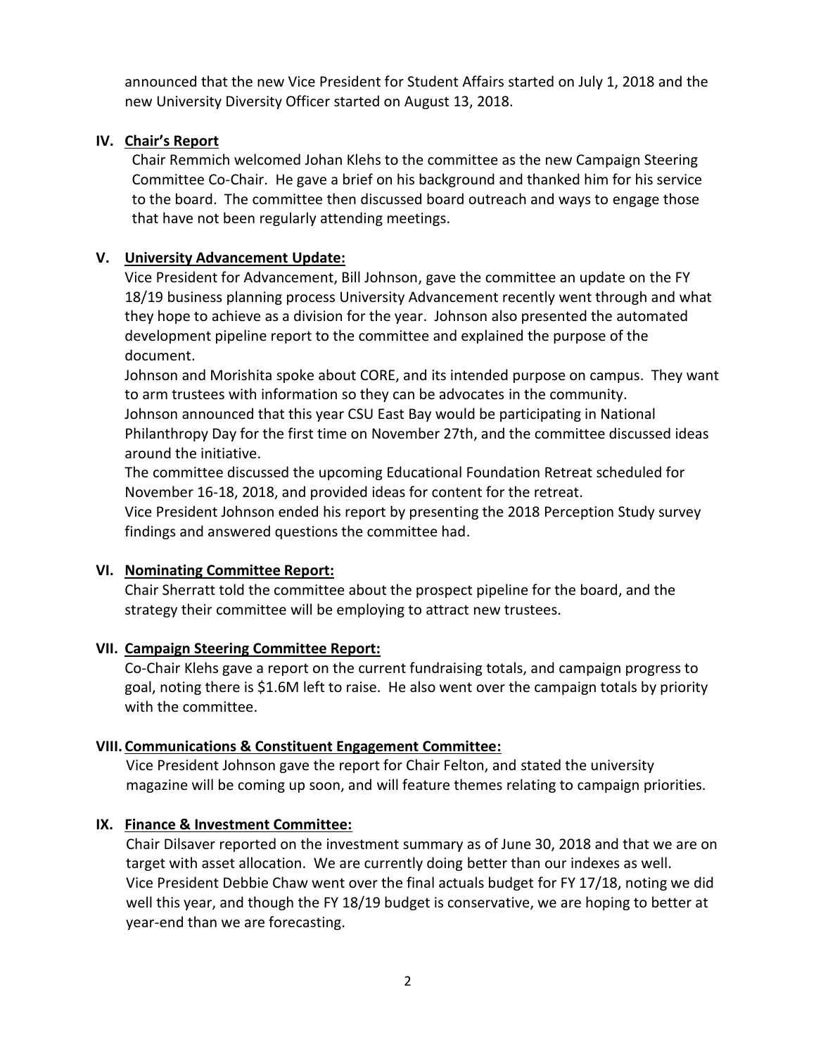announced that the new Vice President for Student Affairs started on July 1, 2018 and the new University Diversity Officer started on August 13, 2018.

## IV. Chair's Report

Chair Remmich welcomed Johan Klehs to the committee as the new Campaign Steering Committee Co-Chair. He gave a brief on his background and thanked him for his service to the board. The committee then discussed board outreach and ways to engage those that have not been regularly attending meetings.

## V. University Advancement Update:

Vice President for Advancement, Bill Johnson, gave the committee an update on the FY 18/19 business planning process University Advancement recently went through and what they hope to achieve as a division for the year. Johnson also presented the automated development pipeline report to the committee and explained the purpose of the document.

Johnson and Morishita spoke about CORE, and its intended purpose on campus. They want to arm trustees with information so they can be advocates in the community.

Johnson announced that this year CSU East Bay would be participating in National Philanthropy Day for the first time on November 27th, and the committee discussed ideas around the initiative.

The committee discussed the upcoming Educational Foundation Retreat scheduled for November 16-18, 2018, and provided ideas for content for the retreat.

Vice President Johnson ended his report by presenting the 2018 Perception Study survey findings and answered questions the committee had.

## VI. Nominating Committee Report:

Chair Sherratt told the committee about the prospect pipeline for the board, and the strategy their committee will be employing to attract new trustees.

## VII. Campaign Steering Committee Report:

Co-Chair Klehs gave a report on the current fundraising totals, and campaign progress to goal, noting there is $1.6M left to raise. He also went over the campaign totals by priority with the committee.

## VIII. Communications & Constituent Engagement Committee:

Vice President Johnson gave the report for Chair Felton, and stated the university magazine will be coming up soon, and will feature themes relating to campaign priorities.

## IX. Finance & Investment Committee:

Chair Dilsaver reported on the investment summary as of June 30, 2018 and that we are on target with asset allocation. We are currently doing better than our indexes as well.

Vice President Debbie Chaw went over the final actuals budget for FY 17/18, noting we did well this year, and though the FY 18/19 budget is conservative, we are hoping to better at year-end than we are forecasting.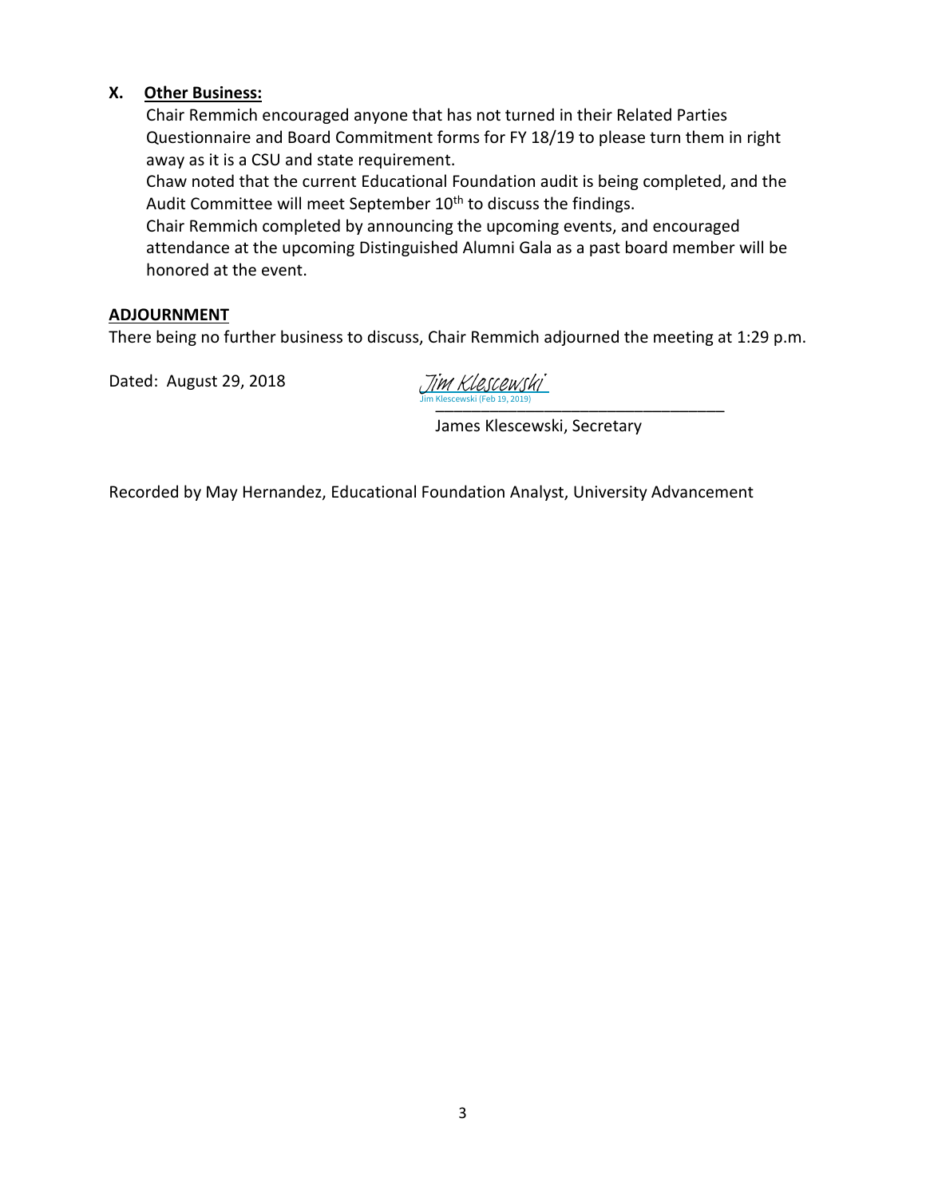## X. Other Business:

Chair Remmich encouraged anyone that has not turned in their Related Parties Questionnaire and Board Commitment forms for FY 18/19 to please turn them in right away as it is a CSU and state requirement.

Chaw noted that the current Educational Foundation audit is being completed, and the Audit Committee will meet September 10th to discuss the findings.

Chair Remmich completed by announcing the upcoming events, and encouraged attendance at the upcoming Distinguished Alumni Gala as a past board member will be honored at the event.

## ADJOURNMENT

There being no further business to discuss, Chair Remmich adjourned the meeting at 1:29 p.m.

Dated: August 29, 2018

Jim Klescewski
Jim Klescewski (Feb 19, 2019)

James Klescewski, Secretary

Recorded by May Hernandez, Educational Foundation Analyst, University Advancement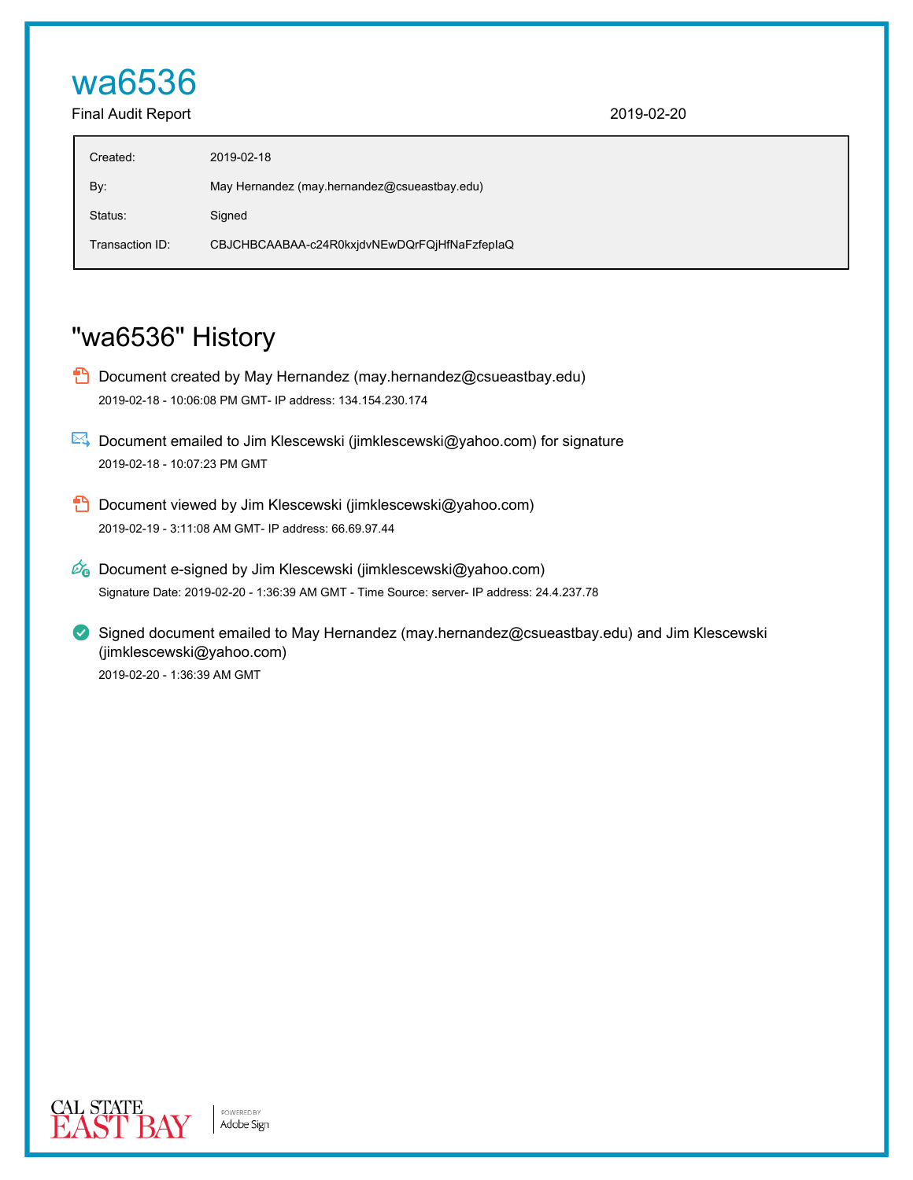# wa6536

Final Audit Report 2019-02-20

| | |
|---|---|
| Created: | 2019-02-18 |
| By: | May Hernandez (may.hernandez@csueastbay.edu) |
| Status: | Signed |
| Transaction ID: | CBJCHBCAABAA-c24R0kxjdvNEwDQrFQjHfNaFzfepIaQ |

## "wa6536" History

- Document created by May Hernandez (may.hernandez@csueastbay.edu)
  2019-02-18 - 10:06:08 PM GMT- IP address: 134.154.230.174

- Document emailed to Jim Klescewski (jimklescewski@yahoo.com) for signature
  2019-02-18 - 10:07:23 PM GMT

- Document viewed by Jim Klescewski (jimklescewski@yahoo.com)
  2019-02-19 - 3:11:08 AM GMT- IP address: 66.69.97.44

- Document e-signed by Jim Klescewski (jimklescewski@yahoo.com)
  Signature Date: 2019-02-20 - 1:36:39 AM GMT - Time Source: server- IP address: 24.4.237.78

- Signed document emailed to May Hernandez (may.hernandez@csueastbay.edu) and Jim Klescewski (jimklescewski@yahoo.com)
  2019-02-20 - 1:36:39 AM GMT

CAL STATE EAST BAY | POWERED BY Adobe Sign